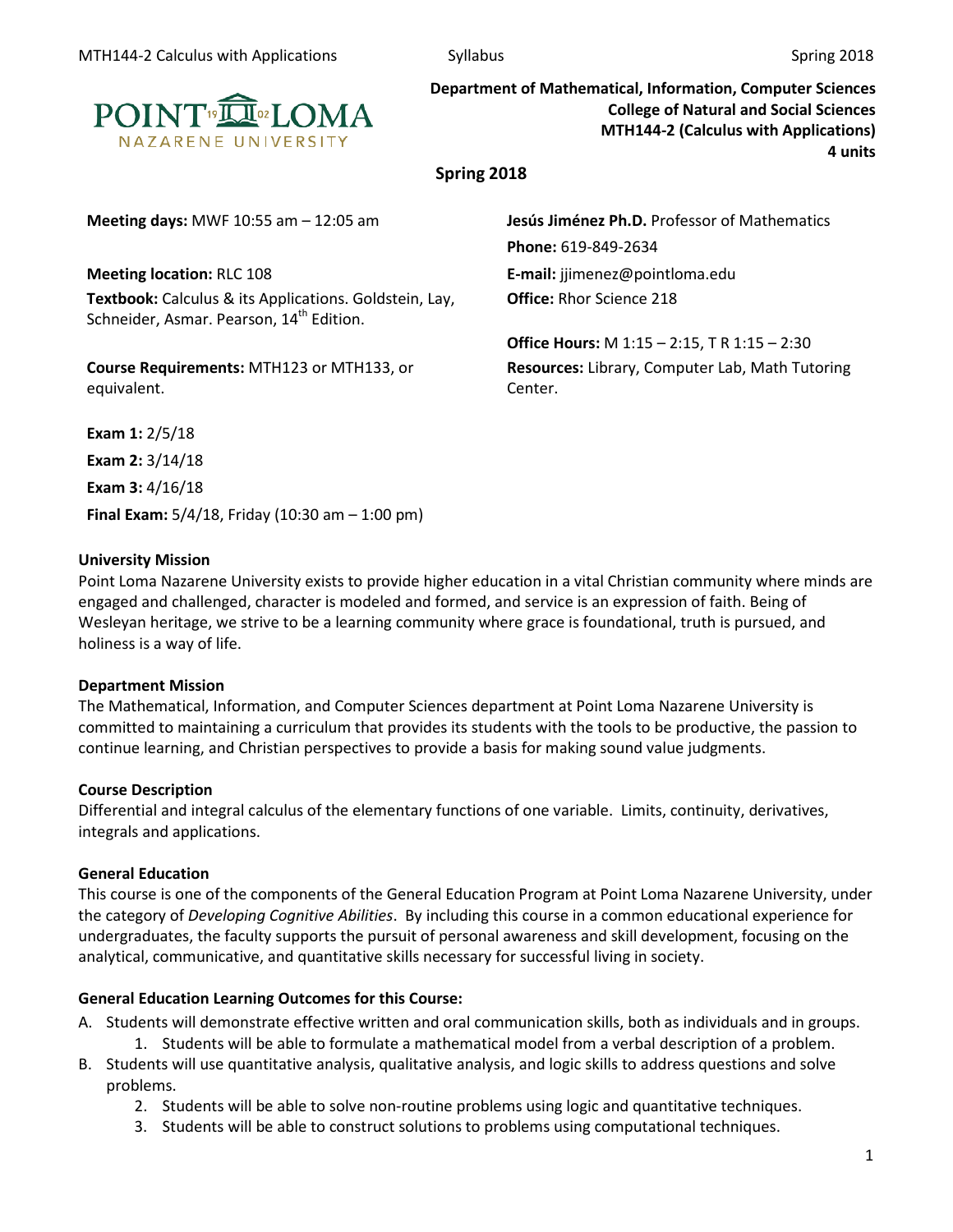**Department of Mathematical, Information, Computer Sciences**
**College of Natural and Social Sciences**
**MTH144-2 (Calculus with Applications)**
**4 units**

**Spring 2018**

**Meeting days:** MWF 10:55 am – 12:05 am

**Meeting location:** RLC 108

**Textbook:** Calculus & its Applications. Goldstein, Lay, Schneider, Asmar. Pearson, 14th Edition.

**Course Requirements:** MTH123 or MTH133, or equivalent.

**Jesús Jiménez Ph.D.** Professor of Mathematics
**Phone:** 619-849-2634
**E-mail:** jjimenez@pointloma.edu
**Office:** Rhor Science 218

**Office Hours:** M 1:15 – 2:15, T R 1:15 – 2:30
**Resources:** Library, Computer Lab, Math Tutoring Center.

**Exam 1:** 2/5/18
**Exam 2:** 3/14/18
**Exam 3:** 4/16/18
**Final Exam:** 5/4/18, Friday (10:30 am – 1:00 pm)

## University Mission

Point Loma Nazarene University exists to provide higher education in a vital Christian community where minds are engaged and challenged, character is modeled and formed, and service is an expression of faith. Being of Wesleyan heritage, we strive to be a learning community where grace is foundational, truth is pursued, and holiness is a way of life.

## Department Mission

The Mathematical, Information, and Computer Sciences department at Point Loma Nazarene University is committed to maintaining a curriculum that provides its students with the tools to be productive, the passion to continue learning, and Christian perspectives to provide a basis for making sound value judgments.

## Course Description

Differential and integral calculus of the elementary functions of one variable. Limits, continuity, derivatives, integrals and applications.

## General Education

This course is one of the components of the General Education Program at Point Loma Nazarene University, under the category of *Developing Cognitive Abilities*. By including this course in a common educational experience for undergraduates, the faculty supports the pursuit of personal awareness and skill development, focusing on the analytical, communicative, and quantitative skills necessary for successful living in society.

## General Education Learning Outcomes for this Course:

A. Students will demonstrate effective written and oral communication skills, both as individuals and in groups.
   1. Students will be able to formulate a mathematical model from a verbal description of a problem.
B. Students will use quantitative analysis, qualitative analysis, and logic skills to address questions and solve problems.
   2. Students will be able to solve non-routine problems using logic and quantitative techniques.
   3. Students will be able to construct solutions to problems using computational techniques.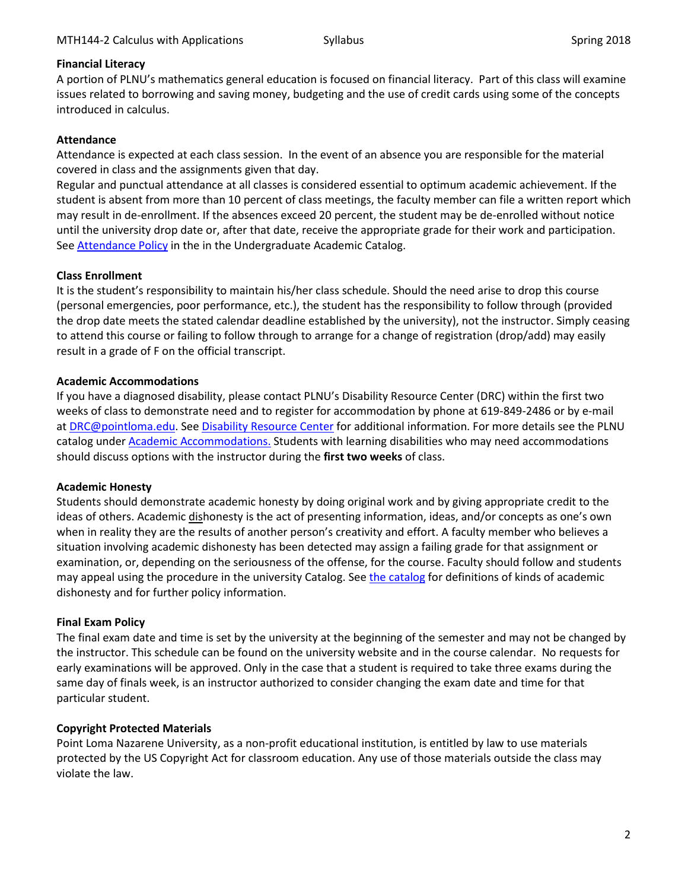**Financial Literacy**

A portion of PLNU's mathematics general education is focused on financial literacy. Part of this class will examine issues related to borrowing and saving money, budgeting and the use of credit cards using some of the concepts introduced in calculus.

**Attendance**

Attendance is expected at each class session. In the event of an absence you are responsible for the material covered in class and the assignments given that day.

Regular and punctual attendance at all classes is considered essential to optimum academic achievement. If the student is absent from more than 10 percent of class meetings, the faculty member can file a written report which may result in de-enrollment. If the absences exceed 20 percent, the student may be de-enrolled without notice until the university drop date or, after that date, receive the appropriate grade for their work and participation. See Attendance Policy in the in the Undergraduate Academic Catalog.

**Class Enrollment**

It is the student's responsibility to maintain his/her class schedule. Should the need arise to drop this course (personal emergencies, poor performance, etc.), the student has the responsibility to follow through (provided the drop date meets the stated calendar deadline established by the university), not the instructor. Simply ceasing to attend this course or failing to follow through to arrange for a change of registration (drop/add) may easily result in a grade of F on the official transcript.

**Academic Accommodations**

If you have a diagnosed disability, please contact PLNU's Disability Resource Center (DRC) within the first two weeks of class to demonstrate need and to register for accommodation by phone at 619-849-2486 or by e-mail at DRC@pointloma.edu. See Disability Resource Center for additional information. For more details see the PLNU catalog under Academic Accommodations. Students with learning disabilities who may need accommodations should discuss options with the instructor during the **first two weeks** of class.

**Academic Honesty**

Students should demonstrate academic honesty by doing original work and by giving appropriate credit to the ideas of others. Academic dishonesty is the act of presenting information, ideas, and/or concepts as one's own when in reality they are the results of another person's creativity and effort. A faculty member who believes a situation involving academic dishonesty has been detected may assign a failing grade for that assignment or examination, or, depending on the seriousness of the offense, for the course. Faculty should follow and students may appeal using the procedure in the university Catalog. See the catalog for definitions of kinds of academic dishonesty and for further policy information.

**Final Exam Policy**

The final exam date and time is set by the university at the beginning of the semester and may not be changed by the instructor. This schedule can be found on the university website and in the course calendar. No requests for early examinations will be approved. Only in the case that a student is required to take three exams during the same day of finals week, is an instructor authorized to consider changing the exam date and time for that particular student.

**Copyright Protected Materials**

Point Loma Nazarene University, as a non-profit educational institution, is entitled by law to use materials protected by the US Copyright Act for classroom education. Any use of those materials outside the class may violate the law.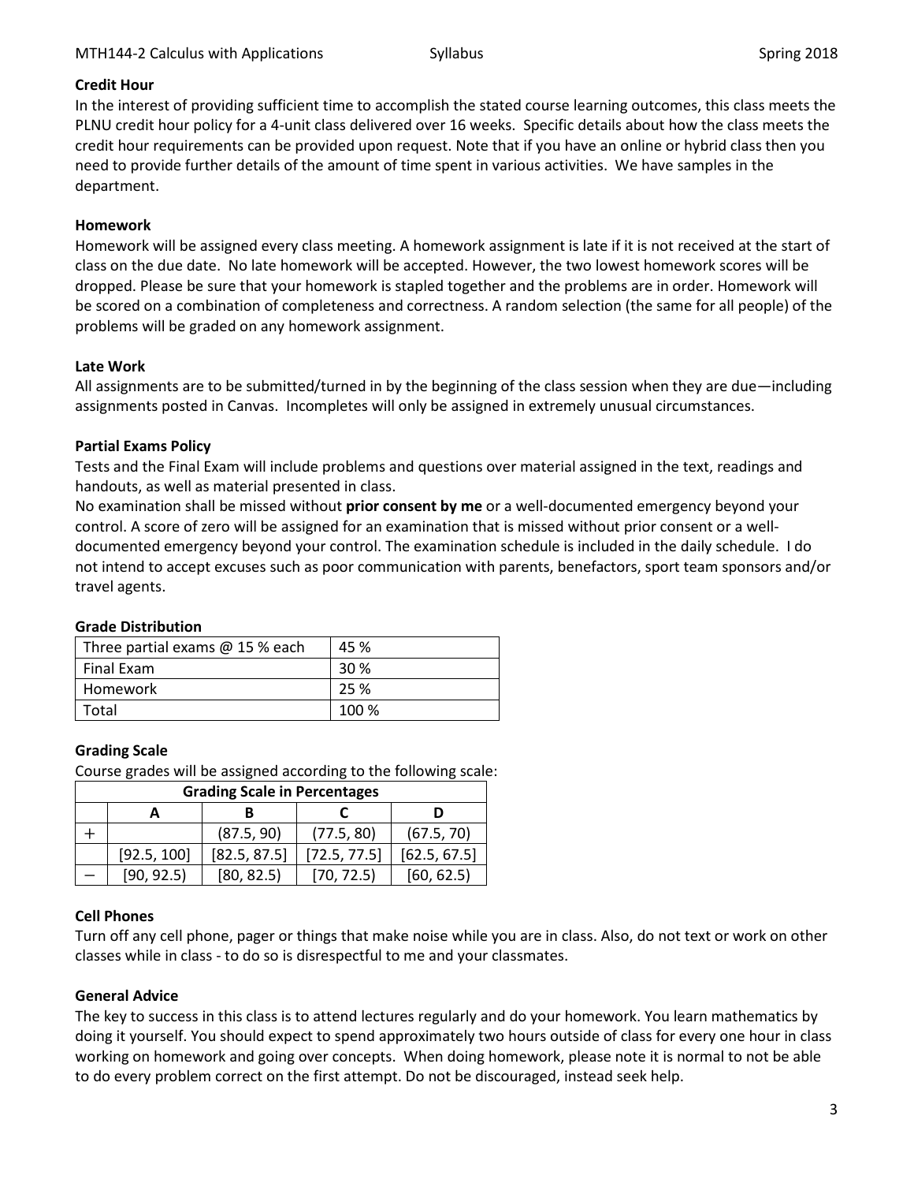## Credit Hour

In the interest of providing sufficient time to accomplish the stated course learning outcomes, this class meets the PLNU credit hour policy for a 4-unit class delivered over 16 weeks. Specific details about how the class meets the credit hour requirements can be provided upon request. Note that if you have an online or hybrid class then you need to provide further details of the amount of time spent in various activities. We have samples in the department.

## Homework

Homework will be assigned every class meeting. A homework assignment is late if it is not received at the start of class on the due date. No late homework will be accepted. However, the two lowest homework scores will be dropped. Please be sure that your homework is stapled together and the problems are in order. Homework will be scored on a combination of completeness and correctness. A random selection (the same for all people) of the problems will be graded on any homework assignment.

## Late Work

All assignments are to be submitted/turned in by the beginning of the class session when they are due—including assignments posted in Canvas. Incompletes will only be assigned in extremely unusual circumstances.

## Partial Exams Policy

Tests and the Final Exam will include problems and questions over material assigned in the text, readings and handouts, as well as material presented in class.

No examination shall be missed without **prior consent by me** or a well-documented emergency beyond your control. A score of zero will be assigned for an examination that is missed without prior consent or a well-documented emergency beyond your control. The examination schedule is included in the daily schedule. I do not intend to accept excuses such as poor communication with parents, benefactors, sport team sponsors and/or travel agents.

## Grade Distribution

| | |
|---|---|
| Three partial exams @ 15 % each | 45 % |
| Final Exam | 30 % |
| Homework | 25 % |
| Total | 100 % |

## Grading Scale

Course grades will be assigned according to the following scale:

| Grading Scale in Percentages | | | | |
|---|---|---|---|---|
| | A | B | C | D |
| + | | (87.5, 90) | (77.5, 80) | (67.5, 70) |
| | [92.5, 100] | [82.5, 87.5] | [72.5, 77.5] | [62.5, 67.5] |
| − | [90, 92.5) | [80, 82.5) | [70, 72.5) | [60, 62.5) |

## Cell Phones

Turn off any cell phone, pager or things that make noise while you are in class. Also, do not text or work on other classes while in class - to do so is disrespectful to me and your classmates.

## General Advice

The key to success in this class is to attend lectures regularly and do your homework. You learn mathematics by doing it yourself. You should expect to spend approximately two hours outside of class for every one hour in class working on homework and going over concepts. When doing homework, please note it is normal to not be able to do every problem correct on the first attempt. Do not be discouraged, instead seek help.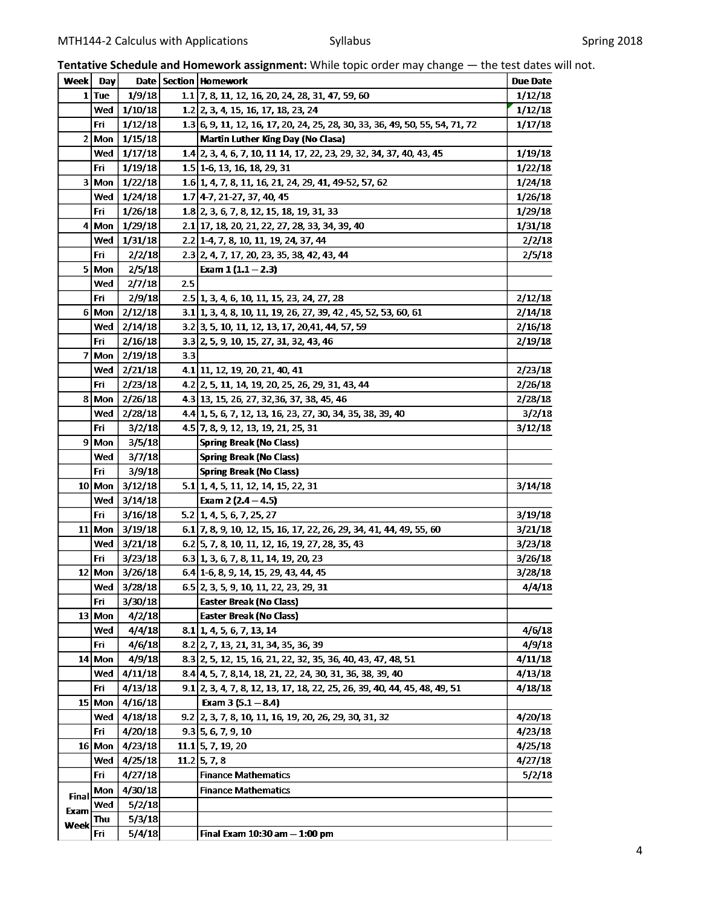**Tentative Schedule and Homework assignment:** While topic order may change — the test dates will not.

| Week | Day | Date | Section | Homework | Due Date |
|---|---|---|---|---|---|
| 1 | Tue | 1/9/18 | 1.1 | 7, 8, 11, 12, 16, 20, 24, 28, 31, 47, 59, 60 | 1/12/18 |
| | Wed | 1/10/18 | 1.2 | 2, 3, 4, 15, 16, 17, 18, 23, 24 | 1/12/18 |
| | Fri | 1/12/18 | 1.3 | 6, 9, 11, 12, 16, 17, 20, 24, 25, 28, 30, 33, 36, 49, 50, 55, 54, 71, 72 | 1/17/18 |
| 2 | Mon | 1/15/18 | | **Martin Luther King Day (No Clasa)** | |
| | Wed | 1/17/18 | 1.4 | 2, 3, 4, 6, 7, 10, 11 14, 17, 22, 23, 29, 32, 34, 37, 40, 43, 45 | 1/19/18 |
| | Fri | 1/19/18 | 1.5 | 1-6, 13, 16, 18, 29, 31 | 1/22/18 |
| 3 | Mon | 1/22/18 | 1.6 | 1, 4, 7, 8, 11, 16, 21, 24, 29, 41, 49-52, 57, 62 | 1/24/18 |
| | Wed | 1/24/18 | 1.7 | 4-7, 21-27, 37, 40, 45 | 1/26/18 |
| | Fri | 1/26/18 | 1.8 | 2, 3, 6, 7, 8, 12, 15, 18, 19, 31, 33 | 1/29/18 |
| 4 | Mon | 1/29/18 | 2.1 | 17, 18, 20, 21, 22, 27, 28, 33, 34, 39, 40 | 1/31/18 |
| | Wed | 1/31/18 | 2.2 | 1-4, 7, 8, 10, 11, 19, 24, 37, 44 | 2/2/18 |
| | Fri | 2/2/18 | 2.3 | 2, 4, 7, 17, 20, 23, 35, 38, 42, 43, 44 | 2/5/18 |
| 5 | Mon | 2/5/18 | | **Exam 1 (1.1 – 2.3)** | |
| | Wed | 2/7/18 | 2.5 | | |
| | Fri | 2/9/18 | 2.5 | 1, 3, 4, 6, 10, 11, 15, 23, 24, 27, 28 | 2/12/18 |
| 6 | Mon | 2/12/18 | 3.1 | 1, 3, 4, 8, 10, 11, 19, 26, 27, 39, 42 , 45, 52, 53, 60, 61 | 2/14/18 |
| | Wed | 2/14/18 | 3.2 | 3, 5, 10, 11, 12, 13, 17, 20,41, 44, 57, 59 | 2/16/18 |
| | Fri | 2/16/18 | 3.3 | 2, 5, 9, 10, 15, 27, 31, 32, 43, 46 | 2/19/18 |
| 7 | Mon | 2/19/18 | 3.3 | | |
| | Wed | 2/21/18 | 4.1 | 11, 12, 19, 20, 21, 40, 41 | 2/23/18 |
| | Fri | 2/23/18 | 4.2 | 2, 5, 11, 14, 19, 20, 25, 26, 29, 31, 43, 44 | 2/26/18 |
| 8 | Mon | 2/26/18 | 4.3 | 13, 15, 26, 27, 32,36, 37, 38, 45, 46 | 2/28/18 |
| | Wed | 2/28/18 | 4.4 | 1, 5, 6, 7, 12, 13, 16, 23, 27, 30, 34, 35, 38, 39, 40 | 3/2/18 |
| | Fri | 3/2/18 | 4.5 | 7, 8, 9, 12, 13, 19, 21, 25, 31 | 3/12/18 |
| 9 | Mon | 3/5/18 | | **Spring Break (No Class)** | |
| | Wed | 3/7/18 | | **Spring Break (No Class)** | |
| | Fri | 3/9/18 | | **Spring Break (No Class)** | |
| 10 | Mon | 3/12/18 | 5.1 | 1, 4, 5, 11, 12, 14, 15, 22, 31 | 3/14/18 |
| | Wed | 3/14/18 | | **Exam 2 (2.4 – 4.5)** | |
| | Fri | 3/16/18 | 5.2 | 1, 4, 5, 6, 7, 25, 27 | 3/19/18 |
| 11 | Mon | 3/19/18 | 6.1 | 7, 8, 9, 10, 12, 15, 16, 17, 22, 26, 29, 34, 41, 44, 49, 55, 60 | 3/21/18 |
| | Wed | 3/21/18 | 6.2 | 5, 7, 8, 10, 11, 12, 16, 19, 27, 28, 35, 43 | 3/23/18 |
| | Fri | 3/23/18 | 6.3 | 1, 3, 6, 7, 8, 11, 14, 19, 20, 23 | 3/26/18 |
| 12 | Mon | 3/26/18 | 6.4 | 1-6, 8, 9, 14, 15, 29, 43, 44, 45 | 3/28/18 |
| | Wed | 3/28/18 | 6.5 | 2, 3, 5, 9, 10, 11, 22, 23, 29, 31 | 4/4/18 |
| | Fri | 3/30/18 | | **Easter Break (No Class)** | |
| 13 | Mon | 4/2/18 | | **Easter Break (No Class)** | |
| | Wed | 4/4/18 | 8.1 | 1, 4, 5, 6, 7, 13, 14 | 4/6/18 |
| | Fri | 4/6/18 | 8.2 | 2, 7, 13, 21, 31, 34, 35, 36, 39 | 4/9/18 |
| 14 | Mon | 4/9/18 | 8.3 | 2, 5, 12, 15, 16, 21, 22, 32, 35, 36, 40, 43, 47, 48, 51 | 4/11/18 |
| | Wed | 4/11/18 | 8.4 | 4, 5, 7, 8,14, 18, 21, 22, 24, 30, 31, 36, 38, 39, 40 | 4/13/18 |
| | Fri | 4/13/18 | 9.1 | 2, 3, 4, 7, 8, 12, 13, 17, 18, 22, 25, 26, 39, 40, 44, 45, 48, 49, 51 | 4/18/18 |
| 15 | Mon | 4/16/18 | | **Exam 3 (5.1 – 8.4)** | |
| | Wed | 4/18/18 | 9.2 | 2, 3, 7, 8, 10, 11, 16, 19, 20, 26, 29, 30, 31, 32 | 4/20/18 |
| | Fri | 4/20/18 | 9.3 | 5, 6, 7, 9, 10 | 4/23/18 |
| 16 | Mon | 4/23/18 | 11.1 | 5, 7, 19, 20 | 4/25/18 |
| | Wed | 4/25/18 | 11.2 | 5, 7, 8 | 4/27/18 |
| | Fri | 4/27/18 | | **Finance Mathematics** | 5/2/18 |
| Final Exam Week | Mon | 4/30/18 | | **Finance Mathematics** | |
| | Wed | 5/2/18 | | | |
| | Thu | 5/3/18 | | | |
| | Fri | 5/4/18 | | **Final Exam 10:30 am – 1:00 pm** | |